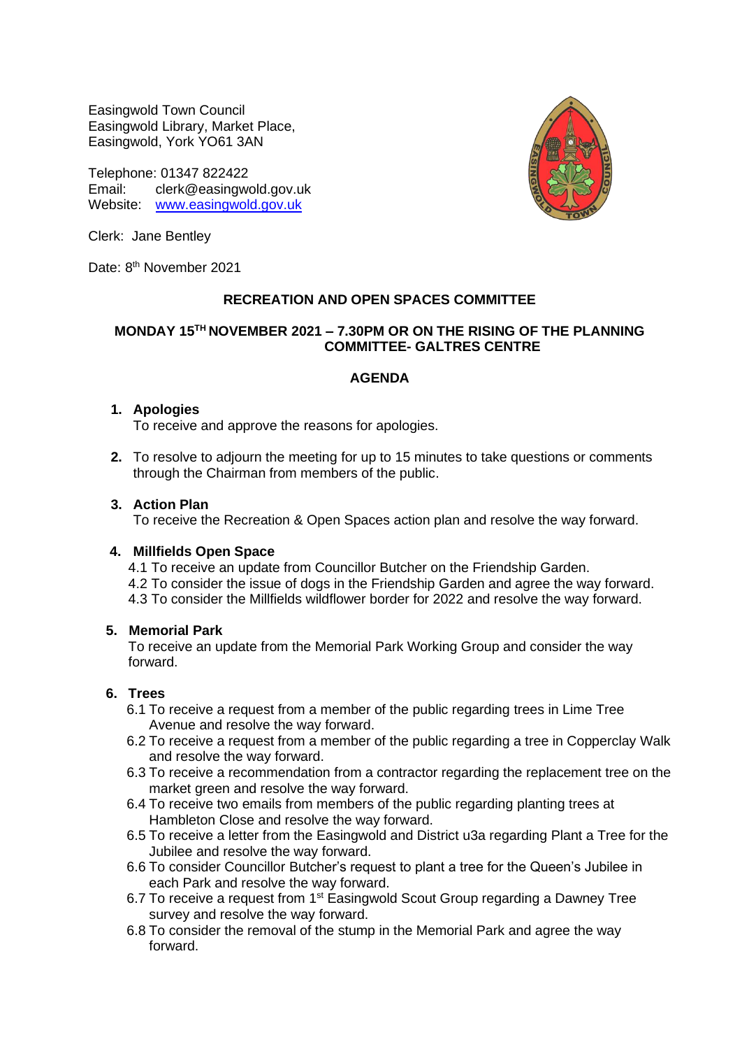Easingwold Town Council
Easingwold Library, Market Place,
Easingwold, York YO61 3AN

Telephone: 01347 822422
Email: clerk@easingwold.gov.uk
Website: www.easingwold.gov.uk

Clerk: Jane Bentley

Date: 8th November 2021

## RECREATION AND OPEN SPACES COMMITTEE

### MONDAY 15TH NOVEMBER 2021 – 7.30PM OR ON THE RISING OF THE PLANNING COMMITTEE- GALTRES CENTRE

### AGENDA

1. **Apologies**
   To receive and approve the reasons for apologies.

2. To resolve to adjourn the meeting for up to 15 minutes to take questions or comments through the Chairman from members of the public.

3. **Action Plan**
   To receive the Recreation & Open Spaces action plan and resolve the way forward.

4. **Millfields Open Space**
   4.1 To receive an update from Councillor Butcher on the Friendship Garden.
   4.2 To consider the issue of dogs in the Friendship Garden and agree the way forward.
   4.3 To consider the Millfields wildflower border for 2022 and resolve the way forward.

5. **Memorial Park**
   To receive an update from the Memorial Park Working Group and consider the way forward.

6. **Trees**
   6.1 To receive a request from a member of the public regarding trees in Lime Tree Avenue and resolve the way forward.
   6.2 To receive a request from a member of the public regarding a tree in Copperclay Walk and resolve the way forward.
   6.3 To receive a recommendation from a contractor regarding the replacement tree on the market green and resolve the way forward.
   6.4 To receive two emails from members of the public regarding planting trees at Hambleton Close and resolve the way forward.
   6.5 To receive a letter from the Easingwold and District u3a regarding Plant a Tree for the Jubilee and resolve the way forward.
   6.6 To consider Councillor Butcher's request to plant a tree for the Queen's Jubilee in each Park and resolve the way forward.
   6.7 To receive a request from 1st Easingwold Scout Group regarding a Dawney Tree survey and resolve the way forward.
   6.8 To consider the removal of the stump in the Memorial Park and agree the way forward.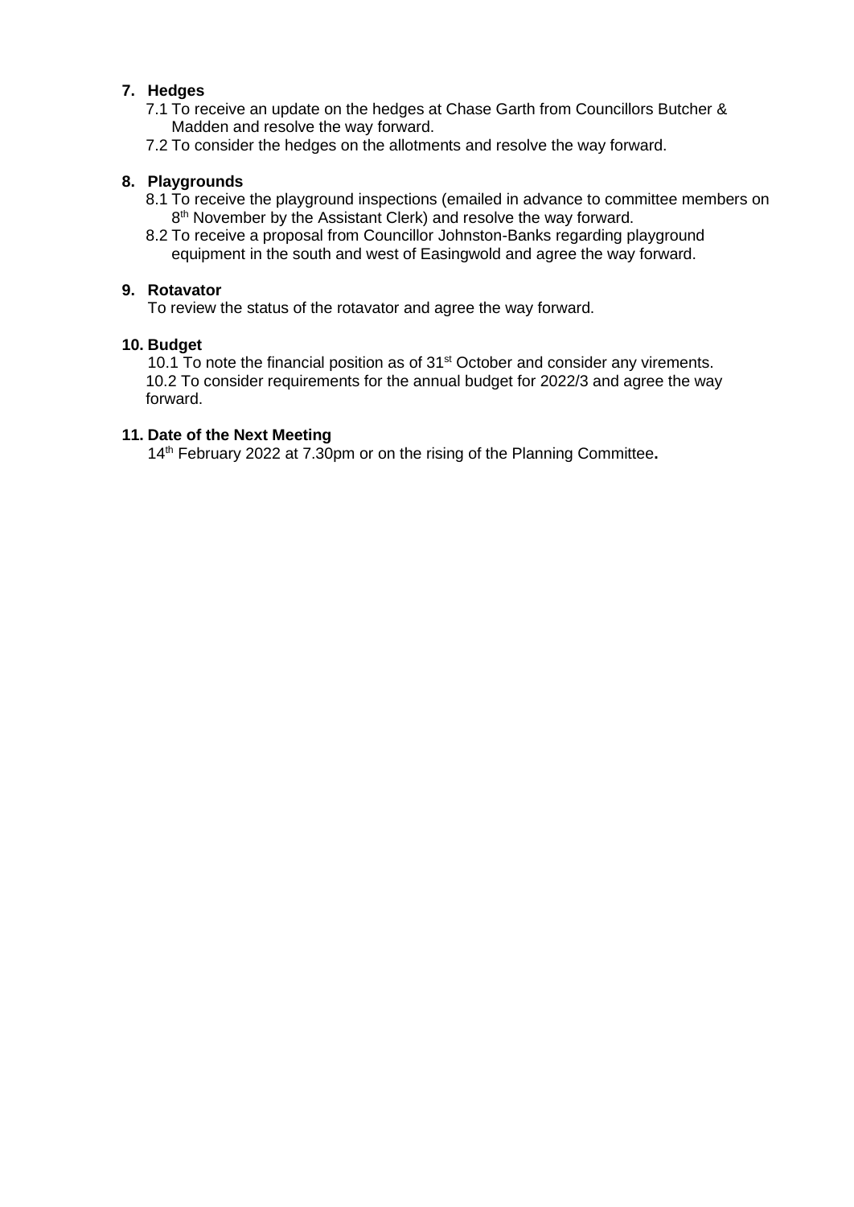**7. Hedges**

7.1 To receive an update on the hedges at Chase Garth from Councillors Butcher & Madden and resolve the way forward.

7.2 To consider the hedges on the allotments and resolve the way forward.

**8. Playgrounds**

8.1 To receive the playground inspections (emailed in advance to committee members on 8th November by the Assistant Clerk) and resolve the way forward.

8.2 To receive a proposal from Councillor Johnston-Banks regarding playground equipment in the south and west of Easingwold and agree the way forward.

**9. Rotavator**

To review the status of the rotavator and agree the way forward.

**10. Budget**

10.1 To note the financial position as of 31st October and consider any virements.

10.2 To consider requirements for the annual budget for 2022/3 and agree the way forward.

**11. Date of the Next Meeting**

14th February 2022 at 7.30pm or on the rising of the Planning Committee**.**